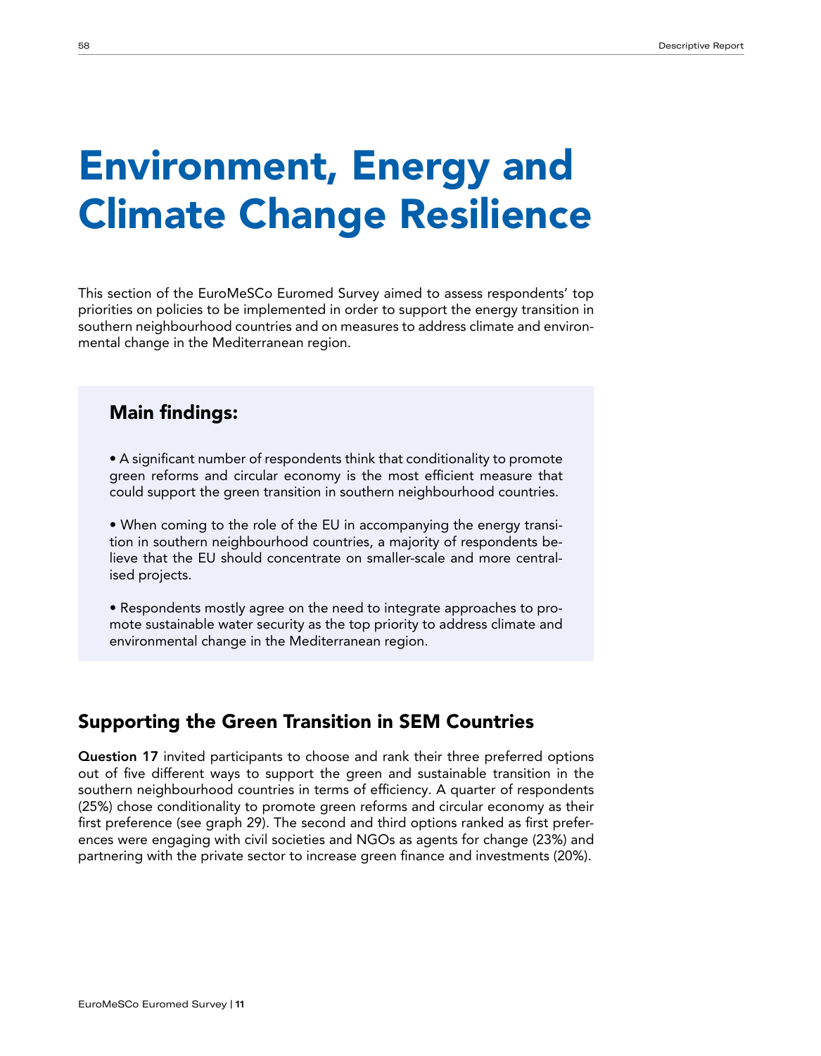# Environment, Energy and Climate Change Resilience

This section of the EuroMeSCo Euromed Survey aimed to assess respondents' top priorities on policies to be implemented in order to support the energy transition in southern neighbourhood countries and on measures to address climate and environmental change in the Mediterranean region.

## Main findings:

- A significant number of respondents think that conditionality to promote green reforms and circular economy is the most efficient measure that could support the green transition in southern neighbourhood countries.
- When coming to the role of the EU in accompanying the energy transition in southern neighbourhood countries, a majority of respondents believe that the EU should concentrate on smaller-scale and more centralised projects.
- Respondents mostly agree on the need to integrate approaches to promote sustainable water security as the top priority to address climate and environmental change in the Mediterranean region.

## Supporting the Green Transition in SEM Countries

**Question 17** invited participants to choose and rank their three preferred options out of five different ways to support the green and sustainable transition in the southern neighbourhood countries in terms of efficiency. A quarter of respondents (25%) chose conditionality to promote green reforms and circular economy as their first preference (see graph 29). The second and third options ranked as first preferences were engaging with civil societies and NGOs as agents for change (23%) and partnering with the private sector to increase green finance and investments (20%).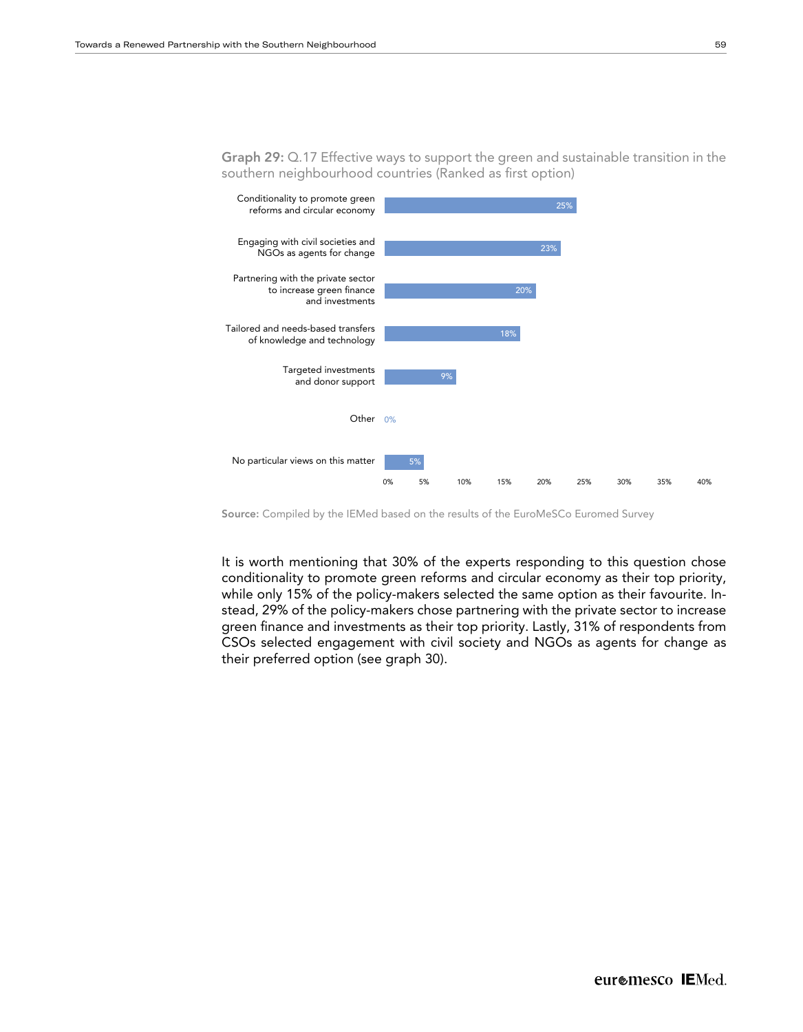**Graph 29:** Q.17 Effective ways to support the green and sustainable transition in the southern neighbourhood countries (Ranked as first option)

| Option | % |
|---|---|
| Conditionality to promote green reforms and circular economy | 25% |
| Engaging with civil societies and NGOs as agents for change | 23% |
| Partnering with the private sector to increase green finance and investments | 20% |
| Tailored and needs-based transfers of knowledge and technology | 18% |
| Targeted investments and donor support | 9% |
| Other | 0% |
| No particular views on this matter | 5% |

**Source:** Compiled by the IEMed based on the results of the EuroMeSCo Euromed Survey

It is worth mentioning that 30% of the experts responding to this question chose conditionality to promote green reforms and circular economy as their top priority, while only 15% of the policy-makers selected the same option as their favourite. Instead, 29% of the policy-makers chose partnering with the private sector to increase green finance and investments as their top priority. Lastly, 31% of respondents from CSOs selected engagement with civil society and NGOs as agents for change as their preferred option (see graph 30).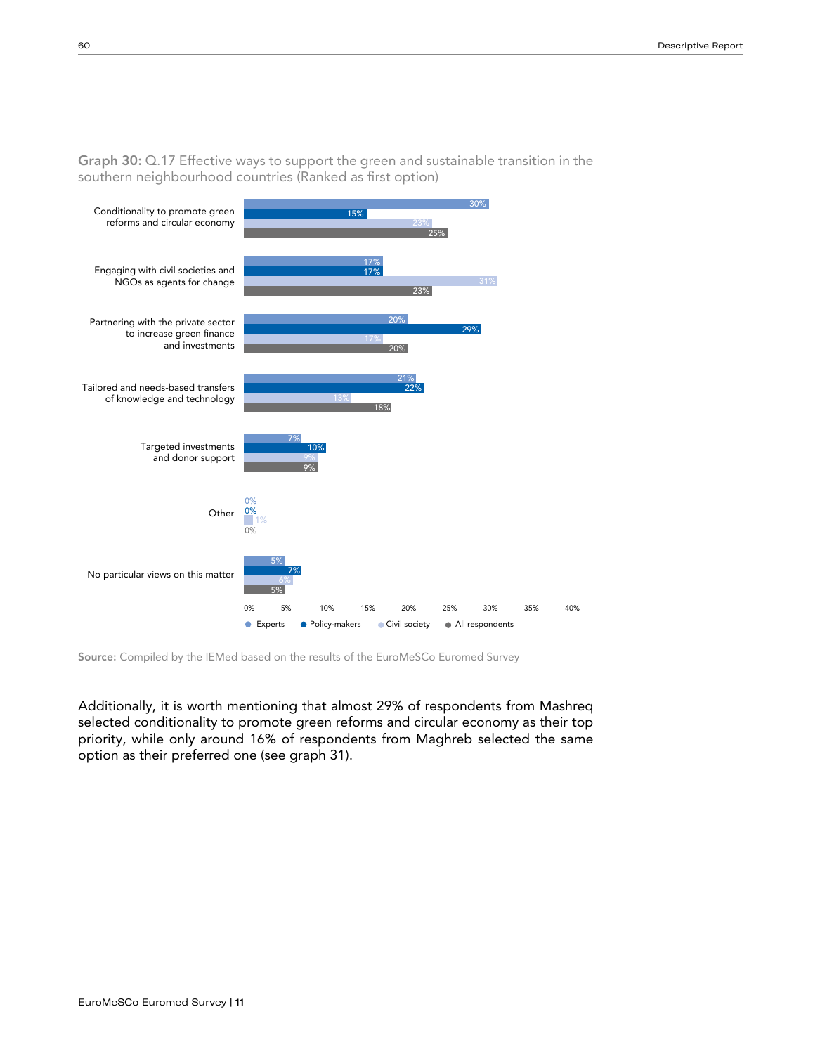**Graph 30:** Q.17 Effective ways to support the green and sustainable transition in the southern neighbourhood countries (Ranked as first option)

| | Experts | Policy-makers | Civil society | All respondents |
|---|---|---|---|---|
| Conditionality to promote green reforms and circular economy | 30% | 15% | 23% | 25% |
| Engaging with civil societies and NGOs as agents for change | 17% | 17% | 31% | 23% |
| Partnering with the private sector to increase green finance and investments | 20% | 29% | 17% | 20% |
| Tailored and needs-based transfers of knowledge and technology | 21% | 22% | 13% | 18% |
| Targeted investments and donor support | 7% | 10% | 9% | 9% |
| Other | 0% | 0% | 1% | 0% |
| No particular views on this matter | 5% | 7% | 6% | 5% |

**Source:** Compiled by the IEMed based on the results of the EuroMeSCo Euromed Survey

Additionally, it is worth mentioning that almost 29% of respondents from Mashreq selected conditionality to promote green reforms and circular economy as their top priority, while only around 16% of respondents from Maghreb selected the same option as their preferred one (see graph 31).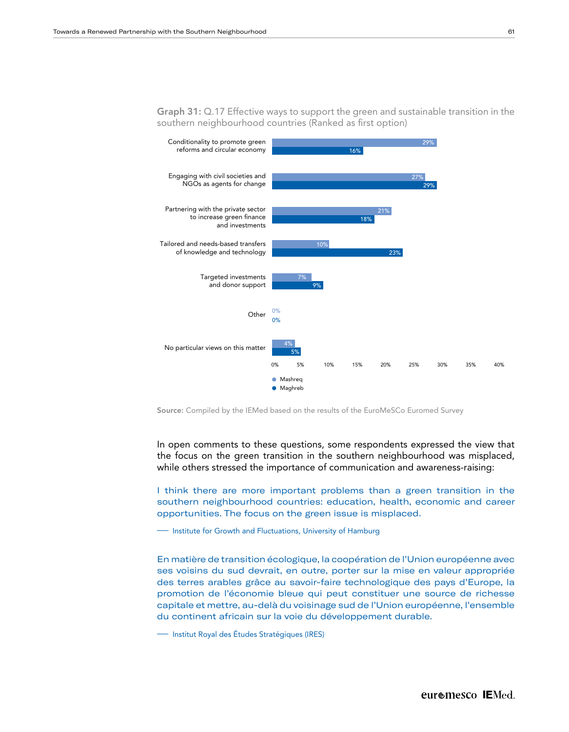**Graph 31:** Q.17 Effective ways to support the green and sustainable transition in the southern neighbourhood countries (Ranked as first option)

| | Mashreq | Maghreb |
|---|---|---|
| Conditionality to promote green reforms and circular economy | 29% | 16% |
| Engaging with civil societies and NGOs as agents for change | 27% | 29% |
| Partnering with the private sector to increase green finance and investments | 21% | 18% |
| Tailored and needs-based transfers of knowledge and technology | 10% | 23% |
| Targeted investments and donor support | 7% | 9% |
| Other | 0% | 0% |
| No particular views on this matter | 4% | 5% |

**Source:** Compiled by the IEMed based on the results of the EuroMeSCo Euromed Survey

In open comments to these questions, some respondents expressed the view that the focus on the green transition in the southern neighbourhood was misplaced, while others stressed the importance of communication and awareness-raising:

> I think there are more important problems than a green transition in the southern neighbourhood countries: education, health, economic and career opportunities. The focus on the green issue is misplaced.
>
> — Institute for Growth and Fluctuations, University of Hamburg

> En matière de transition écologique, la coopération de l'Union européenne avec ses voisins du sud devrait, en outre, porter sur la mise en valeur appropriée des terres arables grâce au savoir-faire technologique des pays d'Europe, la promotion de l'économie bleue qui peut constituer une source de richesse capitale et mettre, au-delà du voisinage sud de l'Union européenne, l'ensemble du continent africain sur la voie du développement durable.
>
> — Institut Royal des Études Stratégiques (IRES)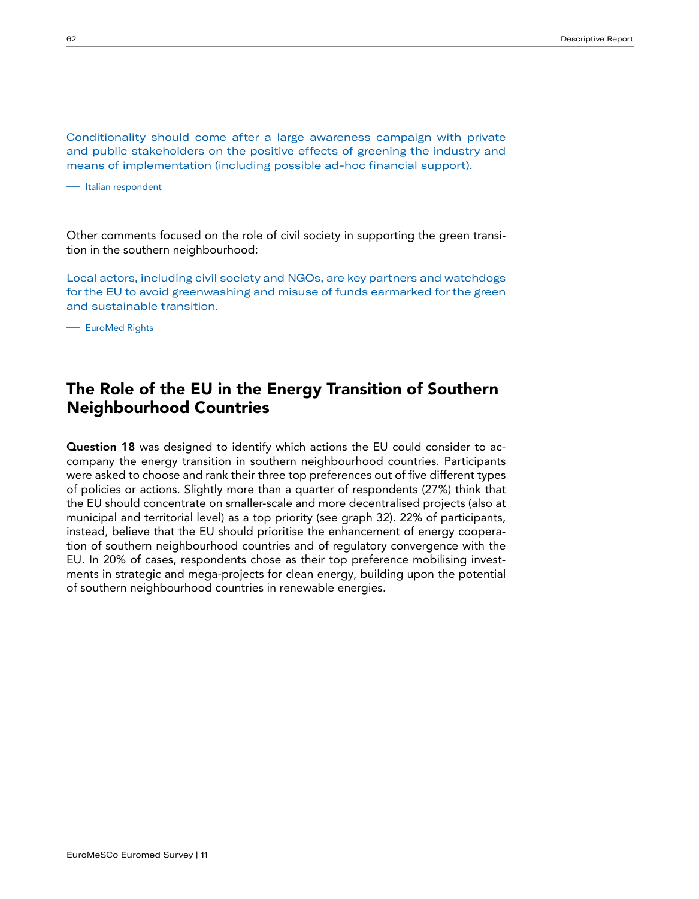> Conditionality should come after a large awareness campaign with private and public stakeholders on the positive effects of greening the industry and means of implementation (including possible ad-hoc financial support).
>
> — Italian respondent

Other comments focused on the role of civil society in supporting the green transition in the southern neighbourhood:

> Local actors, including civil society and NGOs, are key partners and watchdogs for the EU to avoid greenwashing and misuse of funds earmarked for the green and sustainable transition.
>
> — EuroMed Rights

## The Role of the EU in the Energy Transition of Southern Neighbourhood Countries

**Question 18** was designed to identify which actions the EU could consider to accompany the energy transition in southern neighbourhood countries. Participants were asked to choose and rank their three top preferences out of five different types of policies or actions. Slightly more than a quarter of respondents (27%) think that the EU should concentrate on smaller-scale and more decentralised projects (also at municipal and territorial level) as a top priority (see graph 32). 22% of participants, instead, believe that the EU should prioritise the enhancement of energy cooperation of southern neighbourhood countries and of regulatory convergence with the EU. In 20% of cases, respondents chose as their top preference mobilising investments in strategic and mega-projects for clean energy, building upon the potential of southern neighbourhood countries in renewable energies.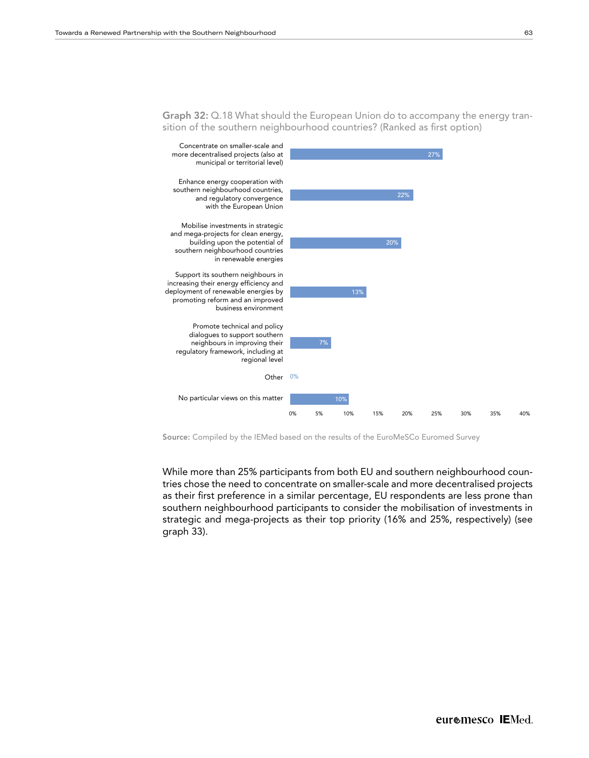**Graph 32:** Q.18 What should the European Union do to accompany the energy transition of the southern neighbourhood countries? (Ranked as first option)

| Option | % |
|---|---|
| Concentrate on smaller-scale and more decentralised projects (also at municipal or territorial level) | 27% |
| Enhance energy cooperation with southern neighbourhood countries, and regulatory convergence with the European Union | 22% |
| Mobilise investments in strategic and mega-projects for clean energy, building upon the potential of southern neighbourhood countries in renewable energies | 20% |
| Support its southern neighbours in increasing their energy efficiency and deployment of renewable energies by promoting reform and an improved business environment | 13% |
| Promote technical and policy dialogues to support southern neighbours in improving their regulatory framework, including at regional level | 7% |
| Other | 0% |
| No particular views on this matter | 10% |

**Source:** Compiled by the IEMed based on the results of the EuroMeSCo Euromed Survey

While more than 25% participants from both EU and southern neighbourhood countries chose the need to concentrate on smaller-scale and more decentralised projects as their first preference in a similar percentage, EU respondents are less prone than southern neighbourhood participants to consider the mobilisation of investments in strategic and mega-projects as their top priority (16% and 25%, respectively) (see graph 33).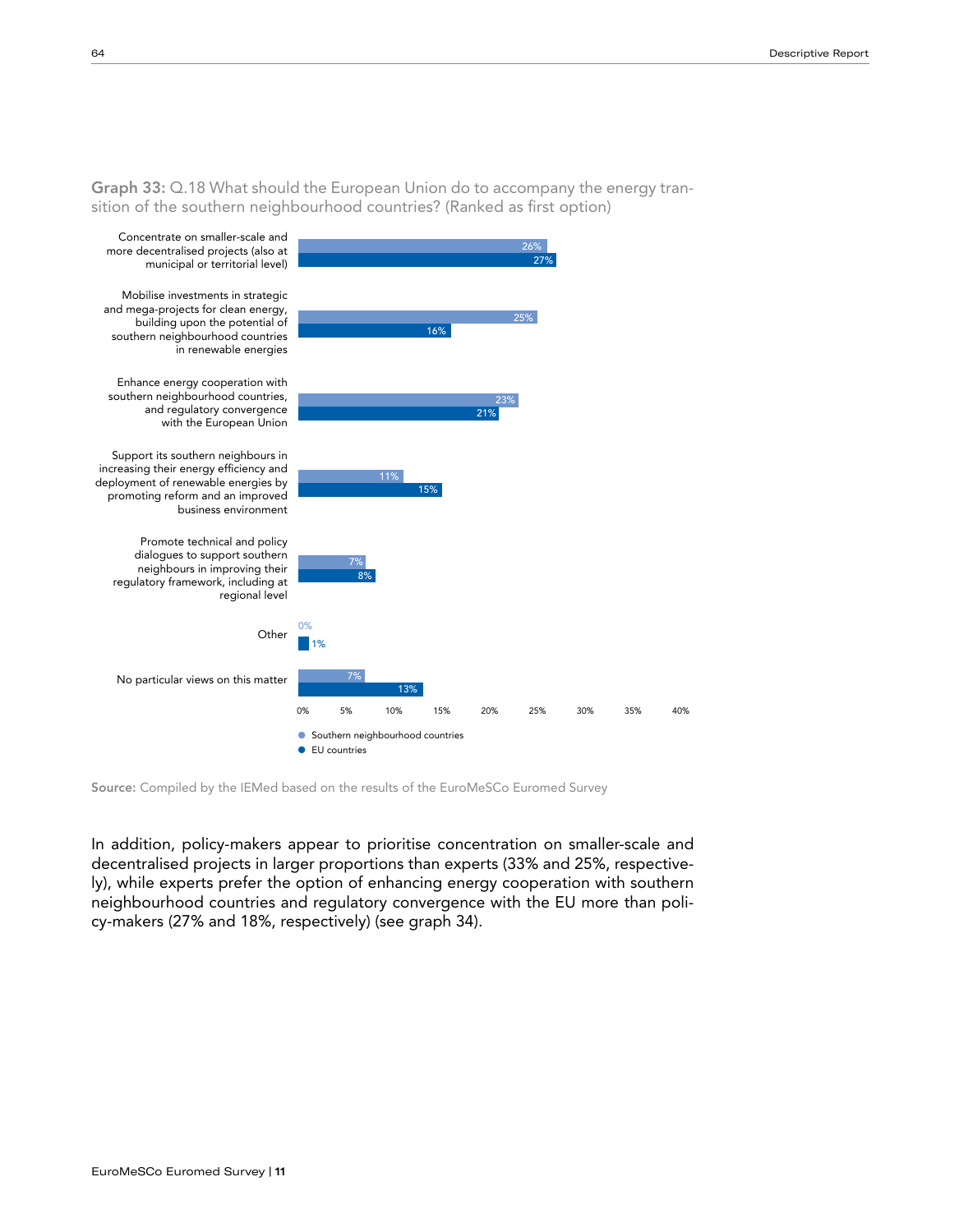**Graph 33:** Q.18 What should the European Union do to accompany the energy transition of the southern neighbourhood countries? (Ranked as first option)

| | Southern neighbourhood countries | EU countries |
|---|---|---|
| Concentrate on smaller-scale and more decentralised projects (also at municipal or territorial level) | 26% | 27% |
| Mobilise investments in strategic and mega-projects for clean energy, building upon the potential of southern neighbourhood countries in renewable energies | 25% | 16% |
| Enhance energy cooperation with southern neighbourhood countries, and regulatory convergence with the European Union | 23% | 21% |
| Support its southern neighbours in increasing their energy efficiency and deployment of renewable energies by promoting reform and an improved business environment | 11% | 15% |
| Promote technical and policy dialogues to support southern neighbours in improving their regulatory framework, including at regional level | 7% | 8% |
| Other | 0% | 1% |
| No particular views on this matter | 7% | 13% |

**Source:** Compiled by the IEMed based on the results of the EuroMeSCo Euromed Survey

In addition, policy-makers appear to prioritise concentration on smaller-scale and decentralised projects in larger proportions than experts (33% and 25%, respectively), while experts prefer the option of enhancing energy cooperation with southern neighbourhood countries and regulatory convergence with the EU more than policy-makers (27% and 18%, respectively) (see graph 34).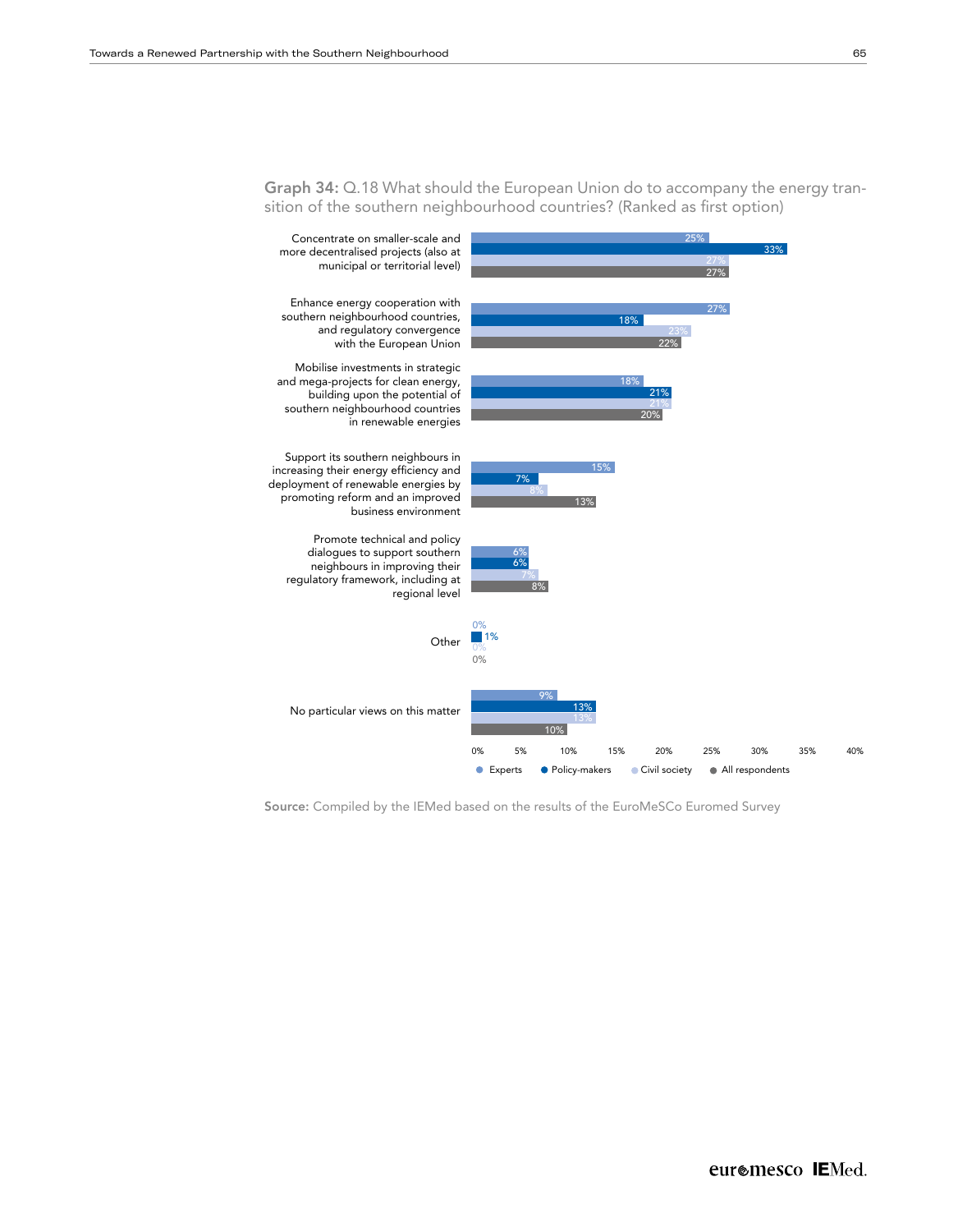**Graph 34:** Q.18 What should the European Union do to accompany the energy transition of the southern neighbourhood countries? (Ranked as first option)

| | Experts | Policy-makers | Civil society | All respondents |
|---|---|---|---|---|
| Concentrate on smaller-scale and more decentralised projects (also at municipal or territorial level) | 25% | 33% | 27% | 27% |
| Enhance energy cooperation with southern neighbourhood countries, and regulatory convergence with the European Union | 27% | 18% | 23% | 22% |
| Mobilise investments in strategic and mega-projects for clean energy, building upon the potential of southern neighbourhood countries in renewable energies | 18% | 21% | 21% | 20% |
| Support its southern neighbours in increasing their energy efficiency and deployment of renewable energies by promoting reform and an improved business environment | 15% | 7% | 8% | 13% |
| Promote technical and policy dialogues to support southern neighbours in improving their regulatory framework, including at regional level | 6% | 6% | 7% | 8% |
| Other | 0% | 1% | 0% | 0% |
| No particular views on this matter | 9% | 13% | 13% | 10% |

**Source:** Compiled by the IEMed based on the results of the EuroMeSCo Euromed Survey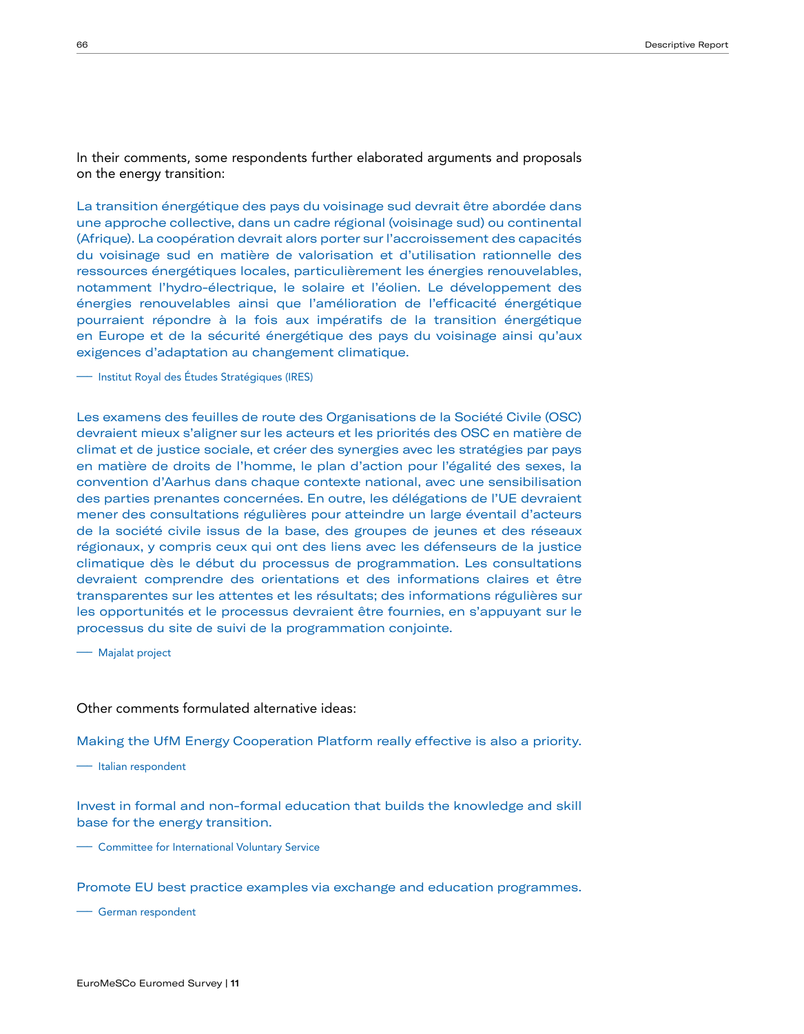In their comments, some respondents further elaborated arguments and proposals on the energy transition:

La transition énergétique des pays du voisinage sud devrait être abordée dans une approche collective, dans un cadre régional (voisinage sud) ou continental (Afrique). La coopération devrait alors porter sur l'accroissement des capacités du voisinage sud en matière de valorisation et d'utilisation rationnelle des ressources énergétiques locales, particulièrement les énergies renouvelables, notamment l'hydro-électrique, le solaire et l'éolien. Le développement des énergies renouvelables ainsi que l'amélioration de l'efficacité énergétique pourraient répondre à la fois aux impératifs de la transition énergétique en Europe et de la sécurité énergétique des pays du voisinage ainsi qu'aux exigences d'adaptation au changement climatique.

— Institut Royal des Études Stratégiques (IRES)

Les examens des feuilles de route des Organisations de la Société Civile (OSC) devraient mieux s'aligner sur les acteurs et les priorités des OSC en matière de climat et de justice sociale, et créer des synergies avec les stratégies par pays en matière de droits de l'homme, le plan d'action pour l'égalité des sexes, la convention d'Aarhus dans chaque contexte national, avec une sensibilisation des parties prenantes concernées. En outre, les délégations de l'UE devraient mener des consultations régulières pour atteindre un large éventail d'acteurs de la société civile issus de la base, des groupes de jeunes et des réseaux régionaux, y compris ceux qui ont des liens avec les défenseurs de la justice climatique dès le début du processus de programmation. Les consultations devraient comprendre des orientations et des informations claires et être transparentes sur les attentes et les résultats; des informations régulières sur les opportunités et le processus devraient être fournies, en s'appuyant sur le processus du site de suivi de la programmation conjointe.

— Majalat project

Other comments formulated alternative ideas:

Making the UfM Energy Cooperation Platform really effective is also a priority.

— Italian respondent

Invest in formal and non-formal education that builds the knowledge and skill base for the energy transition.

— Committee for International Voluntary Service

Promote EU best practice examples via exchange and education programmes.

— German respondent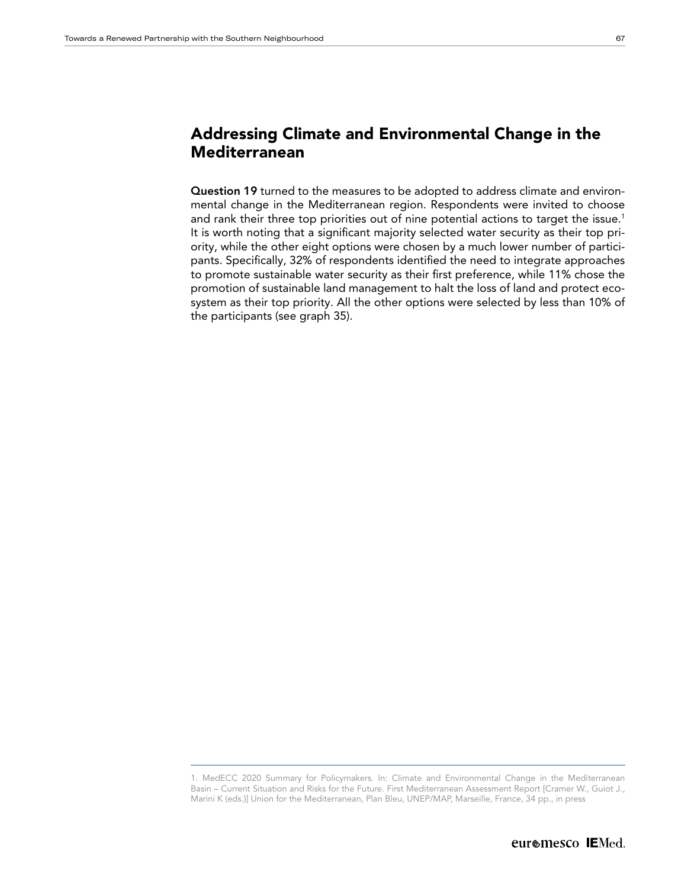## Addressing Climate and Environmental Change in the Mediterranean

**Question 19** turned to the measures to be adopted to address climate and environmental change in the Mediterranean region. Respondents were invited to choose and rank their three top priorities out of nine potential actions to target the issue.[1] It is worth noting that a significant majority selected water security as their top priority, while the other eight options were chosen by a much lower number of participants. Specifically, 32% of respondents identified the need to integrate approaches to promote sustainable water security as their first preference, while 11% chose the promotion of sustainable land management to halt the loss of land and protect ecosystem as their top priority. All the other options were selected by less than 10% of the participants (see graph 35).

1. MedECC 2020 Summary for Policymakers. In: Climate and Environmental Change in the Mediterranean Basin – Current Situation and Risks for the Future. First Mediterranean Assessment Report [Cramer W., Guiot J., Marini K (eds.)] Union for the Mediterranean, Plan Bleu, UNEP/MAP, Marseille, France, 34 pp., in press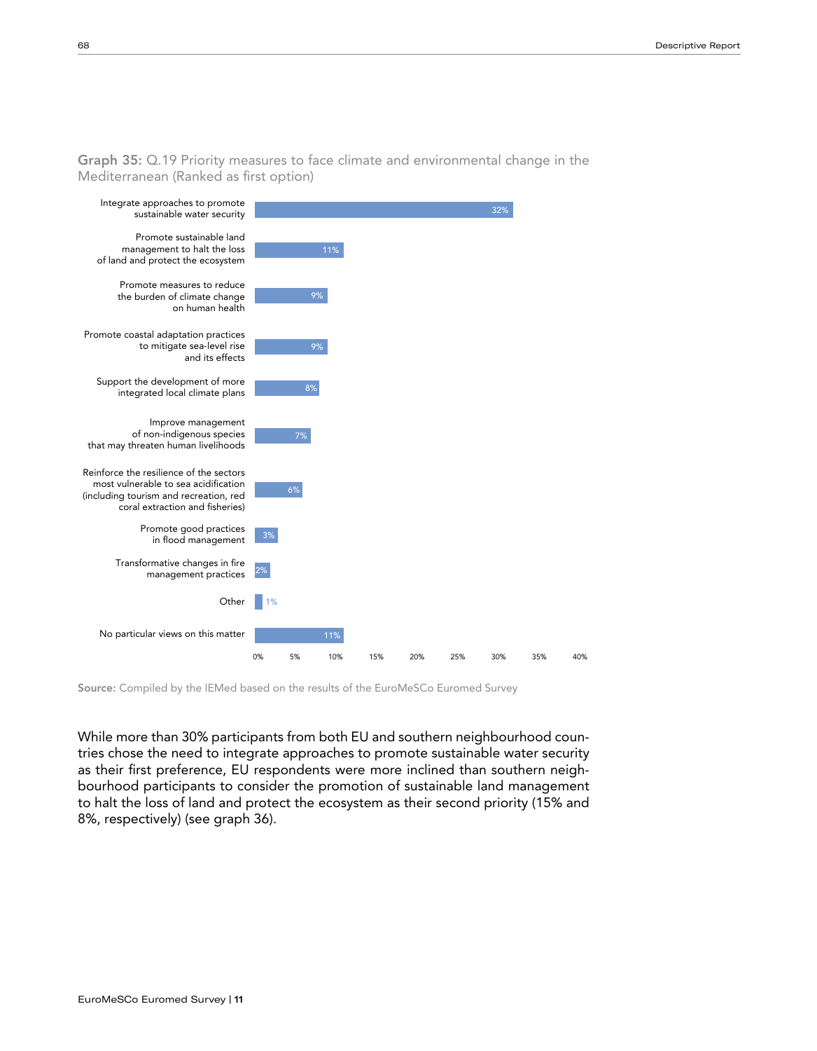**Graph 35:** Q.19 Priority measures to face climate and environmental change in the Mediterranean (Ranked as first option)

| Measure | % |
|---|---|
| Integrate approaches to promote sustainable water security | 32% |
| Promote sustainable land management to halt the loss of land and protect the ecosystem | 11% |
| Promote measures to reduce the burden of climate change on human health | 9% |
| Promote coastal adaptation practices to mitigate sea-level rise and its effects | 9% |
| Support the development of more integrated local climate plans | 8% |
| Improve management of non-indigenous species that may threaten human livelihoods | 7% |
| Reinforce the resilience of the sectors most vulnerable to sea acidification (including tourism and recreation, red coral extraction and fisheries) | 6% |
| Promote good practices in flood management | 3% |
| Transformative changes in fire management practices | 2% |
| Other | 1% |
| No particular views on this matter | 11% |

**Source:** Compiled by the IEMed based on the results of the EuroMeSCo Euromed Survey

While more than 30% participants from both EU and southern neighbourhood countries chose the need to integrate approaches to promote sustainable water security as their first preference, EU respondents were more inclined than southern neighbourhood participants to consider the promotion of sustainable land management to halt the loss of land and protect the ecosystem as their second priority (15% and 8%, respectively) (see graph 36).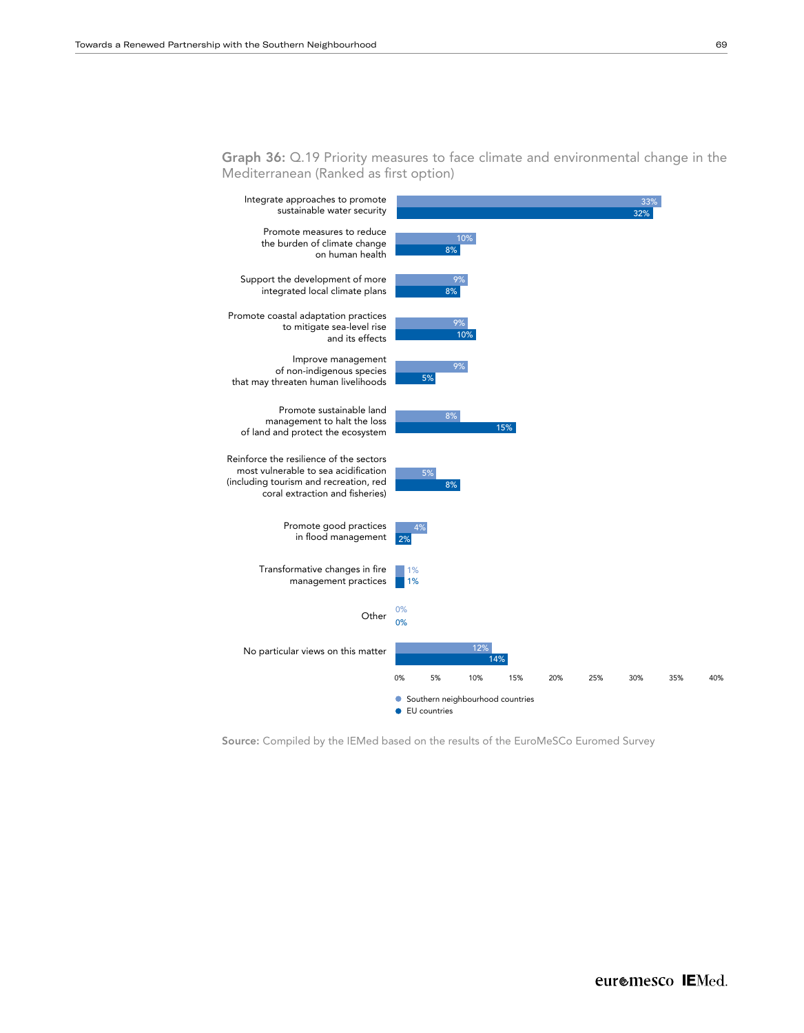**Graph 36:** Q.19 Priority measures to face climate and environmental change in the Mediterranean (Ranked as first option)

| Measure | Southern neighbourhood countries | EU countries |
|---|---|---|
| Integrate approaches to promote sustainable water security | 33% | 32% |
| Promote measures to reduce the burden of climate change on human health | 10% | 8% |
| Support the development of more integrated local climate plans | 9% | 8% |
| Promote coastal adaptation practices to mitigate sea-level rise and its effects | 9% | 10% |
| Improve management of non-indigenous species that may threaten human livelihoods | 9% | 5% |
| Promote sustainable land management to halt the loss of land and protect the ecosystem | 8% | 15% |
| Reinforce the resilience of the sectors most vulnerable to sea acidification (including tourism and recreation, red coral extraction and fisheries) | 5% | 8% |
| Promote good practices in flood management | 4% | 2% |
| Transformative changes in fire management practices | 1% | 1% |
| Other | 0% | 0% |
| No particular views on this matter | 12% | 14% |

**Source:** Compiled by the IEMed based on the results of the EuroMeSCo Euromed Survey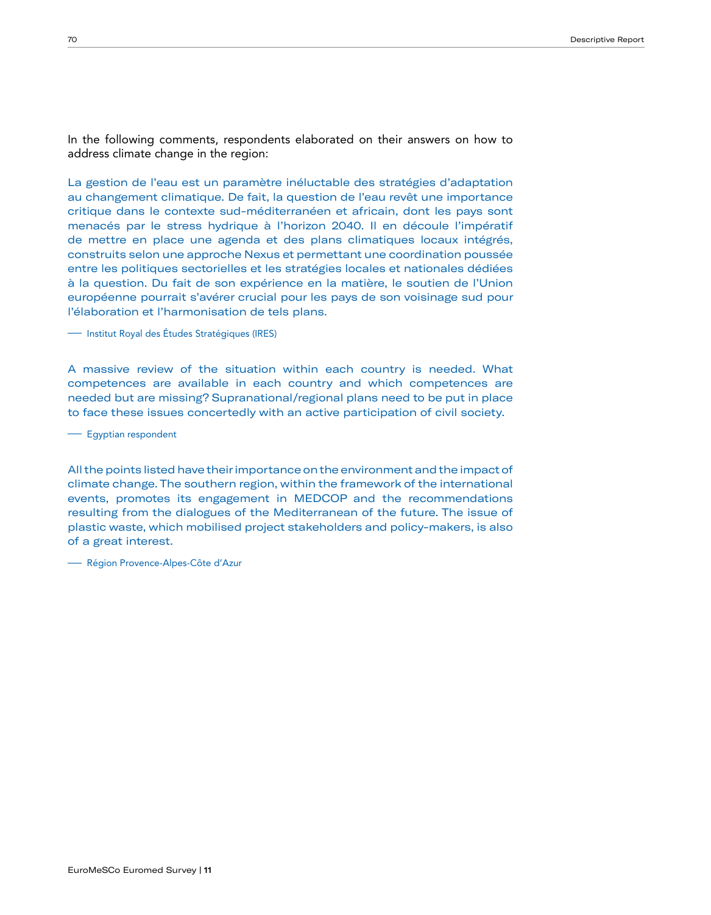In the following comments, respondents elaborated on their answers on how to address climate change in the region:

La gestion de l'eau est un paramètre inéluctable des stratégies d'adaptation au changement climatique. De fait, la question de l'eau revêt une importance critique dans le contexte sud-méditerranéen et africain, dont les pays sont menacés par le stress hydrique à l'horizon 2040. Il en découle l'impératif de mettre en place une agenda et des plans climatiques locaux intégrés, construits selon une approche Nexus et permettant une coordination poussée entre les politiques sectorielles et les stratégies locales et nationales dédiées à la question. Du fait de son expérience en la matière, le soutien de l'Union européenne pourrait s'avérer crucial pour les pays de son voisinage sud pour l'élaboration et l'harmonisation de tels plans.

— Institut Royal des Études Stratégiques (IRES)

A massive review of the situation within each country is needed. What competences are available in each country and which competences are needed but are missing? Supranational/regional plans need to be put in place to face these issues concertedly with an active participation of civil society.

— Egyptian respondent

All the points listed have their importance on the environment and the impact of climate change. The southern region, within the framework of the international events, promotes its engagement in MEDCOP and the recommendations resulting from the dialogues of the Mediterranean of the future. The issue of plastic waste, which mobilised project stakeholders and policy-makers, is also of a great interest.

— Région Provence-Alpes-Côte d'Azur